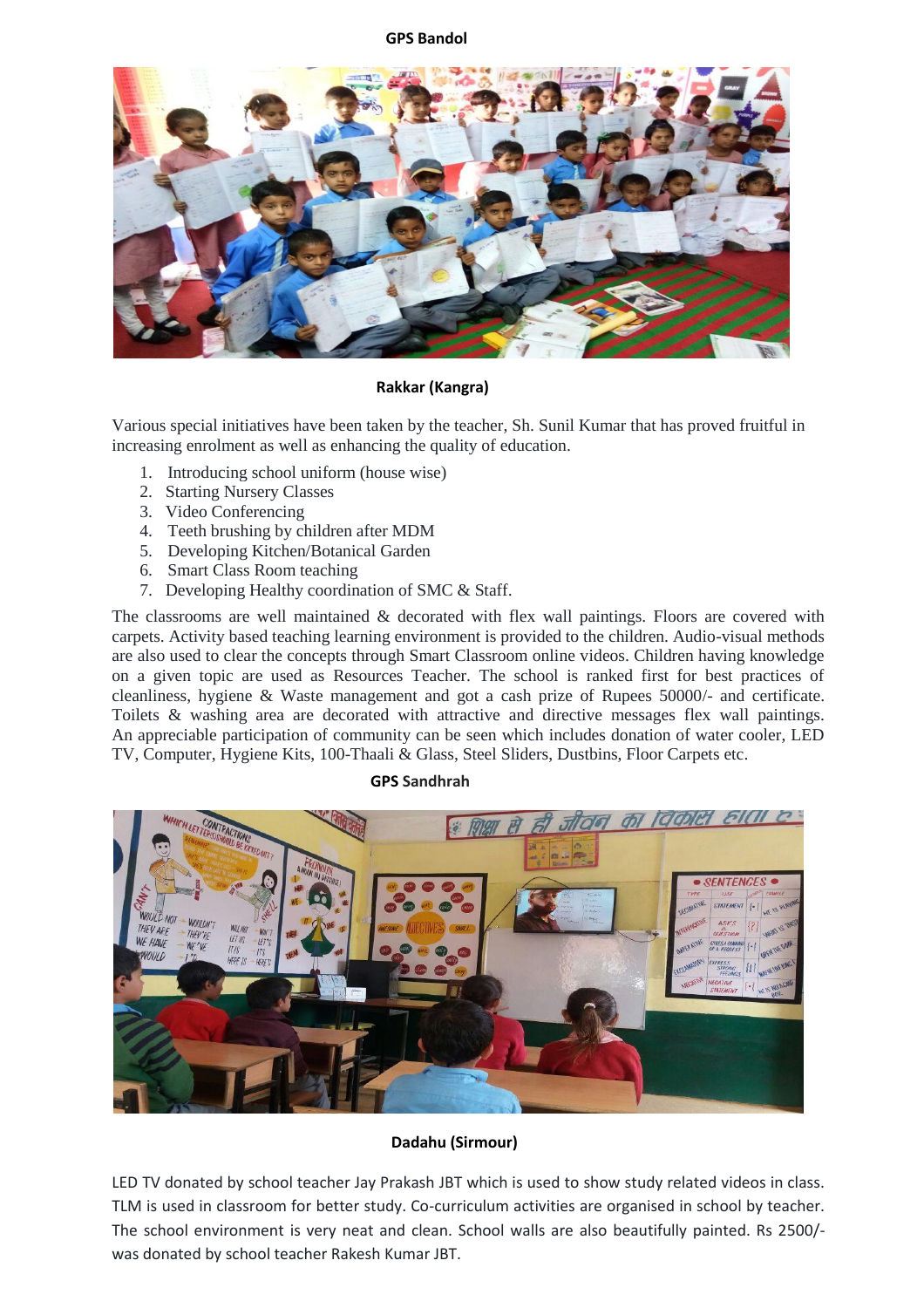**GPS Bandol**

**Rakkar (Kangra)**

Various special initiatives have been taken by the teacher, Sh. Sunil Kumar that has proved fruitful in increasing enrolment as well as enhancing the quality of education.

1. Introducing school uniform (house wise)
2. Starting Nursery Classes
3. Video Conferencing
4. Teeth brushing by children after MDM
5. Developing Kitchen/Botanical Garden
6. Smart Class Room teaching
7. Developing Healthy coordination of SMC & Staff.

The classrooms are well maintained & decorated with flex wall paintings. Floors are covered with carpets. Activity based teaching learning environment is provided to the children. Audio-visual methods are also used to clear the concepts through Smart Classroom online videos. Children having knowledge on a given topic are used as Resources Teacher. The school is ranked first for best practices of cleanliness, hygiene & Waste management and got a cash prize of Rupees 50000/- and certificate. Toilets & washing area are decorated with attractive and directive messages flex wall paintings. An appreciable participation of community can be seen which includes donation of water cooler, LED TV, Computer, Hygiene Kits, 100-Thaali & Glass, Steel Sliders, Dustbins, Floor Carpets etc.

**GPS Sandhrah**

**Dadahu (Sirmour)**

LED TV donated by school teacher Jay Prakash JBT which is used to show study related videos in class. TLM is used in classroom for better study. Co-curriculum activities are organised in school by teacher. The school environment is very neat and clean. School walls are also beautifully painted. Rs 2500/- was donated by school teacher Rakesh Kumar JBT.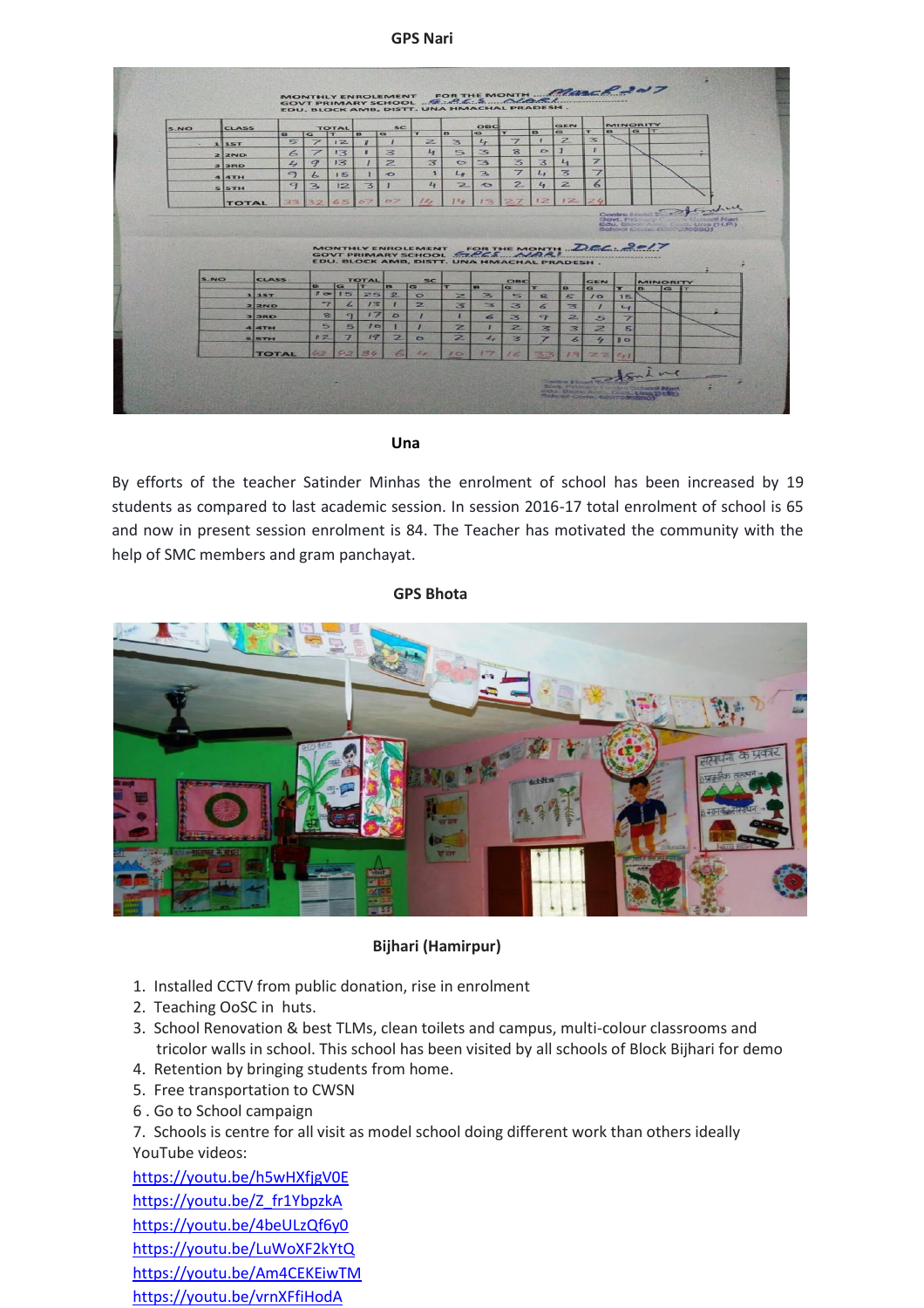**GPS Nari**

**Una**

By efforts of the teacher Satinder Minhas the enrolment of school has been increased by 19 students as compared to last academic session. In session 2016-17 total enrolment of school is 65 and now in present session enrolment is 84. The Teacher has motivated the community with the help of SMC members and gram panchayat.

**GPS Bhota**

**Bijhari (Hamirpur)**

1. Installed CCTV from public donation, rise in enrolment
2. Teaching OoSC in huts.
3. School Renovation & best TLMs, clean toilets and campus, multi-colour classrooms and tricolor walls in school. This school has been visited by all schools of Block Bijhari for demo
4. Retention by bringing students from home.
5. Free transportation to CWSN
6. Go to School campaign
7. Schools is centre for all visit as model school doing different work than others ideally

YouTube videos:

https://youtu.be/h5wHXfjgV0E

https://youtu.be/Z_fr1YbpzkA

https://youtu.be/4beULzQf6y0

https://youtu.be/LuWoXF2kYtQ

https://youtu.be/Am4CEKEiwTM

https://youtu.be/vrnXFfiHodA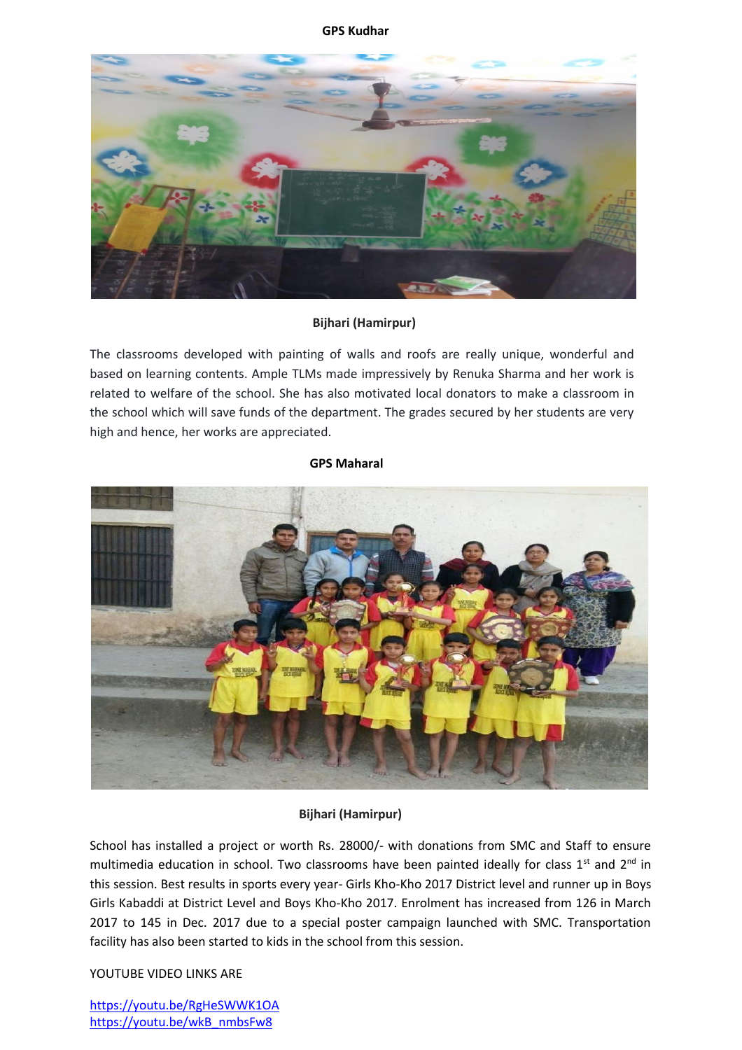**GPS Kudhar**

**Bijhari (Hamirpur)**

The classrooms developed with painting of walls and roofs are really unique, wonderful and based on learning contents. Ample TLMs made impressively by Renuka Sharma and her work is related to welfare of the school. She has also motivated local donators to make a classroom in the school which will save funds of the department. The grades secured by her students are very high and hence, her works are appreciated.

**GPS Maharal**

**Bijhari (Hamirpur)**

School has installed a project or worth Rs. 28000/- with donations from SMC and Staff to ensure multimedia education in school. Two classrooms have been painted ideally for class 1st and 2nd in this session. Best results in sports every year- Girls Kho-Kho 2017 District level and runner up in Boys Girls Kabaddi at District Level and Boys Kho-Kho 2017. Enrolment has increased from 126 in March 2017 to 145 in Dec. 2017 due to a special poster campaign launched with SMC. Transportation facility has also been started to kids in the school from this session.

YOUTUBE VIDEO LINKS ARE

https://youtu.be/RgHeSWWK1OA
https://youtu.be/wkB_nmbsFw8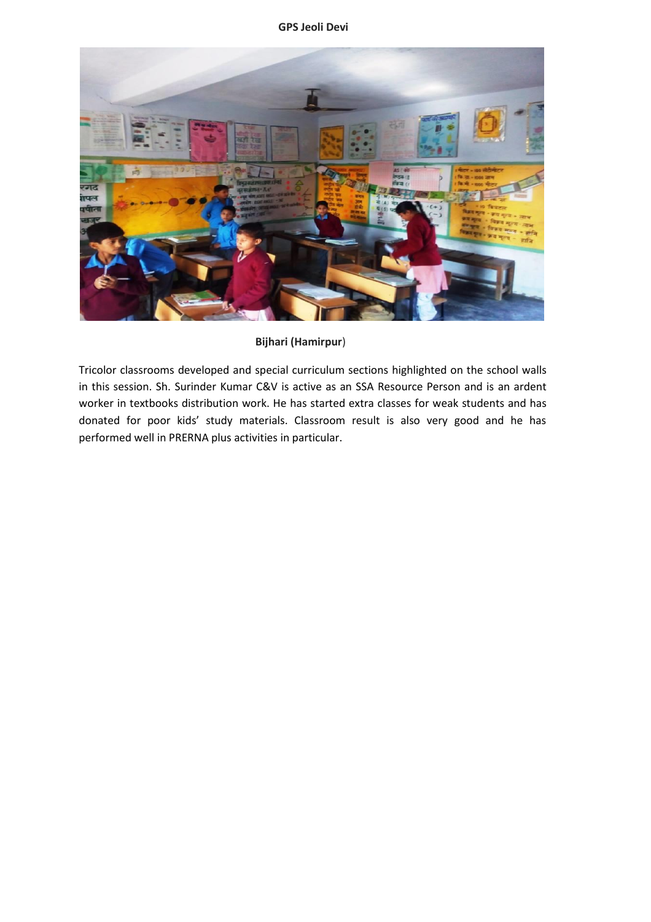**GPS Jeoli Devi**

**Bijhari (Hamirpur)**

Tricolor classrooms developed and special curriculum sections highlighted on the school walls in this session. Sh. Surinder Kumar C&V is active as an SSA Resource Person and is an ardent worker in textbooks distribution work. He has started extra classes for weak students and has donated for poor kids' study materials. Classroom result is also very good and he has performed well in PRERNA plus activities in particular.